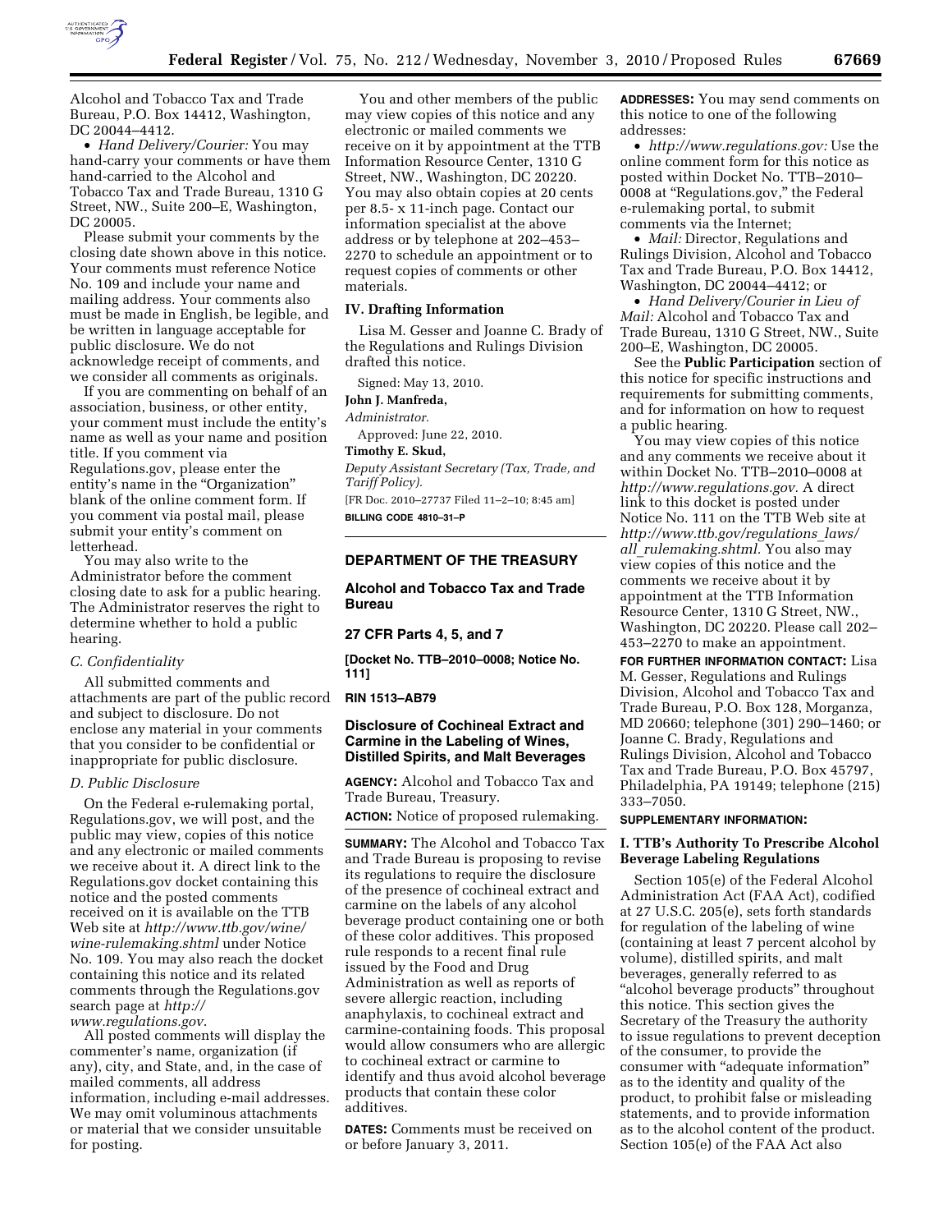Alcohol and Tobacco Tax and Trade Bureau, P.O. Box 14412, Washington, DC 20044–4412.

- *Hand Delivery/Courier:* You may hand-carry your comments or have them hand-carried to the Alcohol and Tobacco Tax and Trade Bureau, 1310 G Street, NW., Suite 200–E, Washington, DC 20005.

Please submit your comments by the closing date shown above in this notice. Your comments must reference Notice No. 109 and include your name and mailing address. Your comments also must be made in English, be legible, and be written in language acceptable for public disclosure. We do not acknowledge receipt of comments, and we consider all comments as originals.

If you are commenting on behalf of an association, business, or other entity, your comment must include the entity's name as well as your name and position title. If you comment via Regulations.gov, please enter the entity's name in the "Organization" blank of the online comment form. If you comment via postal mail, please submit your entity's comment on letterhead.

You may also write to the Administrator before the comment closing date to ask for a public hearing. The Administrator reserves the right to determine whether to hold a public hearing.

### *C. Confidentiality*

All submitted comments and attachments are part of the public record and subject to disclosure. Do not enclose any material in your comments that you consider to be confidential or inappropriate for public disclosure.

### *D. Public Disclosure*

On the Federal e-rulemaking portal, Regulations.gov, we will post, and the public may view, copies of this notice and any electronic or mailed comments we receive about it. A direct link to the Regulations.gov docket containing this notice and the posted comments received on it is available on the TTB Web site at *http://www.ttb.gov/wine/wine-rulemaking.shtml* under Notice No. 109. You may also reach the docket containing this notice and its related comments through the Regulations.gov search page at *http://www.regulations.gov*.

All posted comments will display the commenter's name, organization (if any), city, and State, and, in the case of mailed comments, all address information, including e-mail addresses. We may omit voluminous attachments or material that we consider unsuitable for posting.

You and other members of the public may view copies of this notice and any electronic or mailed comments we receive on it by appointment at the TTB Information Resource Center, 1310 G Street, NW., Washington, DC 20220. You may also obtain copies at 20 cents per 8.5- x 11-inch page. Contact our information specialist at the above address or by telephone at 202–453–2270 to schedule an appointment or to request copies of comments or other materials.

## IV. Drafting Information

Lisa M. Gesser and Joanne C. Brady of the Regulations and Rulings Division drafted this notice.

Signed: May 13, 2010.

**John J. Manfreda,**

*Administrator.*

Approved: June 22, 2010.

**Timothy E. Skud,**

*Deputy Assistant Secretary (Tax, Trade, and Tariff Policy).*

[FR Doc. 2010–27737 Filed 11–2–10; 8:45 am]

**BILLING CODE 4810–31–P**

---

## DEPARTMENT OF THE TREASURY

### Alcohol and Tobacco Tax and Trade Bureau

### 27 CFR Parts 4, 5, and 7

**[Docket No. TTB–2010–0008; Notice No. 111]**

**RIN 1513–AB79**

### Disclosure of Cochineal Extract and Carmine in the Labeling of Wines, Distilled Spirits, and Malt Beverages

**AGENCY:** Alcohol and Tobacco Tax and Trade Bureau, Treasury.

**ACTION:** Notice of proposed rulemaking.

**SUMMARY:** The Alcohol and Tobacco Tax and Trade Bureau is proposing to revise its regulations to require the disclosure of the presence of cochineal extract and carmine on the labels of any alcohol beverage product containing one or both of these color additives. This proposed rule responds to a recent final rule issued by the Food and Drug Administration as well as reports of severe allergic reaction, including anaphylaxis, to cochineal extract and carmine-containing foods. This proposal would allow consumers who are allergic to cochineal extract or carmine to identify and thus avoid alcohol beverage products that contain these color additives.

**DATES:** Comments must be received on or before January 3, 2011.

**ADDRESSES:** You may send comments on this notice to one of the following addresses:

- *http://www.regulations.gov:* Use the online comment form for this notice as posted within Docket No. TTB–2010–0008 at "Regulations.gov," the Federal e-rulemaking portal, to submit comments via the Internet;
- *Mail:* Director, Regulations and Rulings Division, Alcohol and Tobacco Tax and Trade Bureau, P.O. Box 14412, Washington, DC 20044–4412; or
- *Hand Delivery/Courier in Lieu of Mail:* Alcohol and Tobacco Tax and Trade Bureau, 1310 G Street, NW., Suite 200–E, Washington, DC 20005.

See the **Public Participation** section of this notice for specific instructions and requirements for submitting comments, and for information on how to request a public hearing.

You may view copies of this notice and any comments we receive about it within Docket No. TTB–2010–0008 at *http://www.regulations.gov.* A direct link to this docket is posted under Notice No. 111 on the TTB Web site at *http://www.ttb.gov/regulations_laws/all_rulemaking.shtml.* You also may view copies of this notice and the comments we receive about it by appointment at the TTB Information Resource Center, 1310 G Street, NW., Washington, DC 20220. Please call 202–453–2270 to make an appointment.

**FOR FURTHER INFORMATION CONTACT:** Lisa M. Gesser, Regulations and Rulings Division, Alcohol and Tobacco Tax and Trade Bureau, P.O. Box 128, Morganza, MD 20660; telephone (301) 290–1460; or Joanne C. Brady, Regulations and Rulings Division, Alcohol and Tobacco Tax and Trade Bureau, P.O. Box 45797, Philadelphia, PA 19149; telephone (215) 333–7050.

**SUPPLEMENTARY INFORMATION:**

## I. TTB's Authority To Prescribe Alcohol Beverage Labeling Regulations

Section 105(e) of the Federal Alcohol Administration Act (FAA Act), codified at 27 U.S.C. 205(e), sets forth standards for regulation of the labeling of wine (containing at least 7 percent alcohol by volume), distilled spirits, and malt beverages, generally referred to as "alcohol beverage products" throughout this notice. This section gives the Secretary of the Treasury the authority to issue regulations to prevent deception of the consumer, to provide the consumer with "adequate information" as to the identity and quality of the product, to prohibit false or misleading statements, and to provide information as to the alcohol content of the product. Section 105(e) of the FAA Act also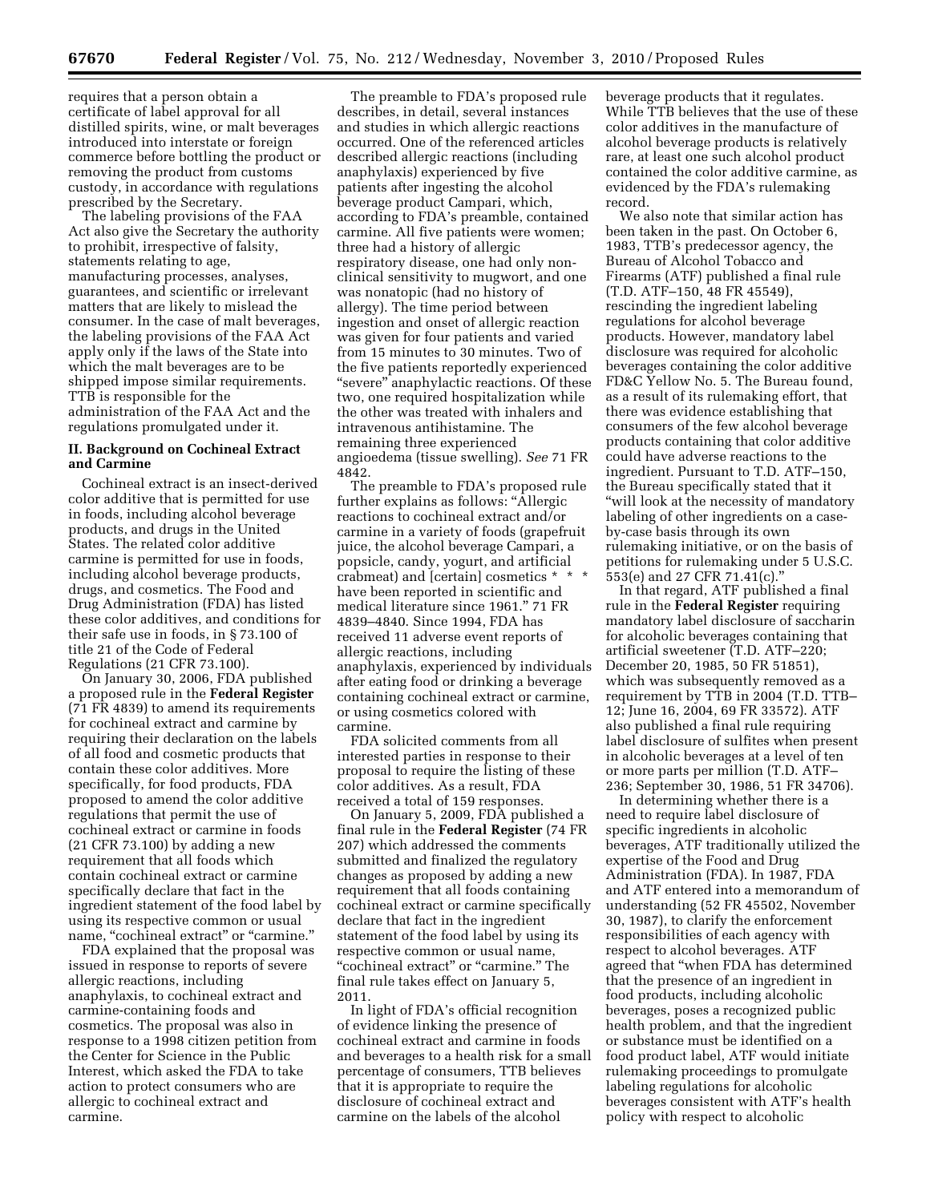requires that a person obtain a certificate of label approval for all distilled spirits, wine, or malt beverages introduced into interstate or foreign commerce before bottling the product or removing the product from customs custody, in accordance with regulations prescribed by the Secretary.

The labeling provisions of the FAA Act also give the Secretary the authority to prohibit, irrespective of falsity, statements relating to age, manufacturing processes, analyses, guarantees, and scientific or irrelevant matters that are likely to mislead the consumer. In the case of malt beverages, the labeling provisions of the FAA Act apply only if the laws of the State into which the malt beverages are to be shipped impose similar requirements. TTB is responsible for the administration of the FAA Act and the regulations promulgated under it.

## II. Background on Cochineal Extract and Carmine

Cochineal extract is an insect-derived color additive that is permitted for use in foods, including alcohol beverage products, and drugs in the United States. The related color additive carmine is permitted for use in foods, including alcohol beverage products, drugs, and cosmetics. The Food and Drug Administration (FDA) has listed these color additives, and conditions for their safe use in foods, in § 73.100 of title 21 of the Code of Federal Regulations (21 CFR 73.100).

On January 30, 2006, FDA published a proposed rule in the **Federal Register** (71 FR 4839) to amend its requirements for cochineal extract and carmine by requiring their declaration on the labels of all food and cosmetic products that contain these color additives. More specifically, for food products, FDA proposed to amend the color additive regulations that permit the use of cochineal extract or carmine in foods (21 CFR 73.100) by adding a new requirement that all foods which contain cochineal extract or carmine specifically declare that fact in the ingredient statement of the food label by using its respective common or usual name, "cochineal extract" or "carmine."

FDA explained that the proposal was issued in response to reports of severe allergic reactions, including anaphylaxis, to cochineal extract and carmine-containing foods and cosmetics. The proposal was also in response to a 1998 citizen petition from the Center for Science in the Public Interest, which asked the FDA to take action to protect consumers who are allergic to cochineal extract and carmine.

The preamble to FDA's proposed rule describes, in detail, several instances and studies in which allergic reactions occurred. One of the referenced articles described allergic reactions (including anaphylaxis) experienced by five patients after ingesting the alcohol beverage product Campari, which, according to FDA's preamble, contained carmine. All five patients were women; three had a history of allergic respiratory disease, one had only non-clinical sensitivity to mugwort, and one was nonatopic (had no history of allergy). The time period between ingestion and onset of allergic reaction was given for four patients and varied from 15 minutes to 30 minutes. Two of the five patients reportedly experienced "severe" anaphylactic reactions. Of these two, one required hospitalization while the other was treated with inhalers and intravenous antihistamine. The remaining three experienced angioedema (tissue swelling). *See* 71 FR 4842.

The preamble to FDA's proposed rule further explains as follows: "Allergic reactions to cochineal extract and/or carmine in a variety of foods (grapefruit juice, the alcohol beverage Campari, a popsicle, candy, yogurt, and artificial crabmeat) and [certain] cosmetics * * * have been reported in scientific and medical literature since 1961." 71 FR 4839–4840. Since 1994, FDA has received 11 adverse event reports of allergic reactions, including anaphylaxis, experienced by individuals after eating food or drinking a beverage containing cochineal extract or carmine, or using cosmetics colored with carmine.

FDA solicited comments from all interested parties in response to their proposal to require the listing of these color additives. As a result, FDA received a total of 159 responses.

On January 5, 2009, FDA published a final rule in the **Federal Register** (74 FR 207) which addressed the comments submitted and finalized the regulatory changes as proposed by adding a new requirement that all foods containing cochineal extract or carmine specifically declare that fact in the ingredient statement of the food label by using its respective common or usual name, "cochineal extract" or "carmine." The final rule takes effect on January 5, 2011.

In light of FDA's official recognition of evidence linking the presence of cochineal extract and carmine in foods and beverages to a health risk for a small percentage of consumers, TTB believes that it is appropriate to require the disclosure of cochineal extract and carmine on the labels of the alcohol beverage products that it regulates. While TTB believes that the use of these color additives in the manufacture of alcohol beverage products is relatively rare, at least one such alcohol product contained the color additive carmine, as evidenced by the FDA's rulemaking record.

We also note that similar action has been taken in the past. On October 6, 1983, TTB's predecessor agency, the Bureau of Alcohol Tobacco and Firearms (ATF) published a final rule (T.D. ATF–150, 48 FR 45549), rescinding the ingredient labeling regulations for alcohol beverage products. However, mandatory label disclosure was required for alcoholic beverages containing the color additive FD&C Yellow No. 5. The Bureau found, as a result of its rulemaking effort, that there was evidence establishing that consumers of the few alcohol beverage products containing that color additive could have adverse reactions to the ingredient. Pursuant to T.D. ATF–150, the Bureau specifically stated that it "will look at the necessity of mandatory labeling of other ingredients on a case-by-case basis through its own rulemaking initiative, or on the basis of petitions for rulemaking under 5 U.S.C. 553(e) and 27 CFR 71.41(c)."

In that regard, ATF published a final rule in the **Federal Register** requiring mandatory label disclosure of saccharin for alcoholic beverages containing that artificial sweetener (T.D. ATF–220; December 20, 1985, 50 FR 51851), which was subsequently removed as a requirement by TTB in 2004 (T.D. TTB–12; June 16, 2004, 69 FR 33572). ATF also published a final rule requiring label disclosure of sulfites when present in alcoholic beverages at a level of ten or more parts per million (T.D. ATF–236; September 30, 1986, 51 FR 34706).

In determining whether there is a need to require label disclosure of specific ingredients in alcoholic beverages, ATF traditionally utilized the expertise of the Food and Drug Administration (FDA). In 1987, FDA and ATF entered into a memorandum of understanding (52 FR 45502, November 30, 1987), to clarify the enforcement responsibilities of each agency with respect to alcohol beverages. ATF agreed that "when FDA has determined that the presence of an ingredient in food products, including alcoholic beverages, poses a recognized public health problem, and that the ingredient or substance must be identified on a food product label, ATF would initiate rulemaking proceedings to promulgate labeling regulations for alcoholic beverages consistent with ATF's health policy with respect to alcoholic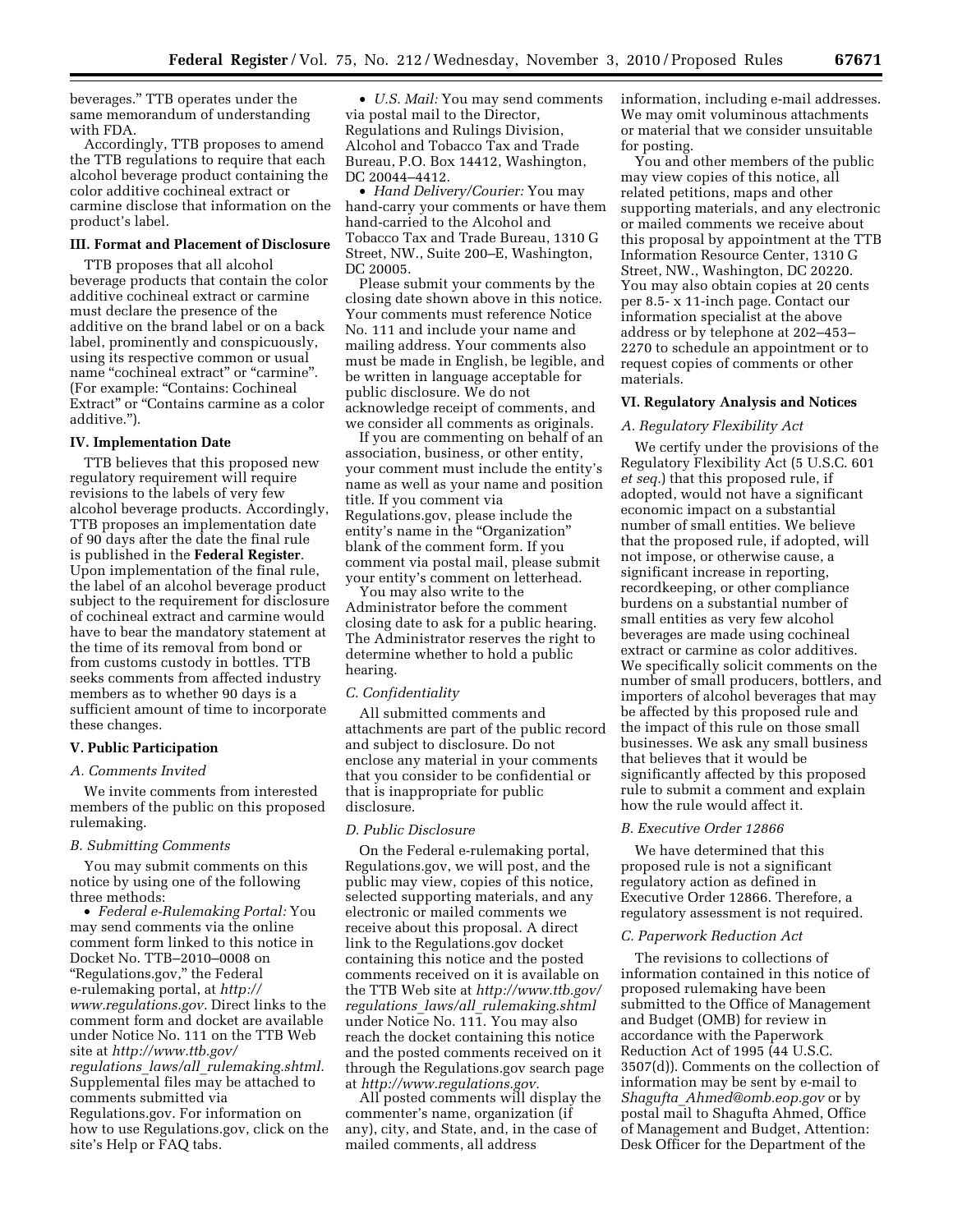beverages." TTB operates under the same memorandum of understanding with FDA.

Accordingly, TTB proposes to amend the TTB regulations to require that each alcohol beverage product containing the color additive cochineal extract or carmine disclose that information on the product's label.

## III. Format and Placement of Disclosure

TTB proposes that all alcohol beverage products that contain the color additive cochineal extract or carmine must declare the presence of the additive on the brand label or on a back label, prominently and conspicuously, using its respective common or usual name "cochineal extract" or "carmine". (For example: "Contains: Cochineal Extract" or "Contains carmine as a color additive.").

## IV. Implementation Date

TTB believes that this proposed new regulatory requirement will require revisions to the labels of very few alcohol beverage products. Accordingly, TTB proposes an implementation date of 90 days after the date the final rule is published in the **Federal Register**. Upon implementation of the final rule, the label of an alcohol beverage product subject to the requirement for disclosure of cochineal extract and carmine would have to bear the mandatory statement at the time of its removal from bond or from customs custody in bottles. TTB seeks comments from affected industry members as to whether 90 days is a sufficient amount of time to incorporate these changes.

## V. Public Participation

### A. Comments Invited

We invite comments from interested members of the public on this proposed rulemaking.

### B. Submitting Comments

You may submit comments on this notice by using one of the following three methods:

- *Federal e-Rulemaking Portal:* You may send comments via the online comment form linked to this notice in Docket No. TTB–2010–0008 on "Regulations.gov," the Federal e-rulemaking portal, at *http://www.regulations.gov*. Direct links to the comment form and docket are available under Notice No. 111 on the TTB Web site at *http://www.ttb.gov/regulations_laws/all_rulemaking.shtml*. Supplemental files may be attached to comments submitted via Regulations.gov. For information on how to use Regulations.gov, click on the site's Help or FAQ tabs.
- *U.S. Mail:* You may send comments via postal mail to the Director, Regulations and Rulings Division, Alcohol and Tobacco Tax and Trade Bureau, P.O. Box 14412, Washington, DC 20044–4412.
- *Hand Delivery/Courier:* You may hand-carry your comments or have them hand-carried to the Alcohol and Tobacco Tax and Trade Bureau, 1310 G Street, NW., Suite 200–E, Washington, DC 20005.

Please submit your comments by the closing date shown above in this notice. Your comments must reference Notice No. 111 and include your name and mailing address. Your comments also must be made in English, be legible, and be written in language acceptable for public disclosure. We do not acknowledge receipt of comments, and we consider all comments as originals.

If you are commenting on behalf of an association, business, or other entity, your comment must include the entity's name as well as your name and position title. If you comment via Regulations.gov, please include the entity's name in the "Organization" blank of the comment form. If you comment via postal mail, please submit your entity's comment on letterhead.

You may also write to the Administrator before the comment closing date to ask for a public hearing. The Administrator reserves the right to determine whether to hold a public hearing.

### C. Confidentiality

All submitted comments and attachments are part of the public record and subject to disclosure. Do not enclose any material in your comments that you consider to be confidential or that is inappropriate for public disclosure.

### D. Public Disclosure

On the Federal e-rulemaking portal, Regulations.gov, we will post, and the public may view, copies of this notice, selected supporting materials, and any electronic or mailed comments we receive about this proposal. A direct link to the Regulations.gov docket containing this notice and the posted comments received on it is available on the TTB Web site at *http://www.ttb.gov/regulations_laws/all_rulemaking.shtml* under Notice No. 111. You may also reach the docket containing this notice and the posted comments received on it through the Regulations.gov search page at *http://www.regulations.gov*.

All posted comments will display the commenter's name, organization (if any), city, and State, and, in the case of mailed comments, all address information, including e-mail addresses. We may omit voluminous attachments or material that we consider unsuitable for posting.

You and other members of the public may view copies of this notice, all related petitions, maps and other supporting materials, and any electronic or mailed comments we receive about this proposal by appointment at the TTB Information Resource Center, 1310 G Street, NW., Washington, DC 20220. You may also obtain copies at 20 cents per 8.5- x 11-inch page. Contact our information specialist at the above address or by telephone at 202–453–2270 to schedule an appointment or to request copies of comments or other materials.

## VI. Regulatory Analysis and Notices

### A. Regulatory Flexibility Act

We certify under the provisions of the Regulatory Flexibility Act (5 U.S.C. 601 *et seq.*) that this proposed rule, if adopted, would not have a significant economic impact on a substantial number of small entities. We believe that the proposed rule, if adopted, will not impose, or otherwise cause, a significant increase in reporting, recordkeeping, or other compliance burdens on a substantial number of small entities as very few alcohol beverages are made using cochineal extract or carmine as color additives. We specifically solicit comments on the number of small producers, bottlers, and importers of alcohol beverages that may be affected by this proposed rule and the impact of this rule on those small businesses. We ask any small business that believes that it would be significantly affected by this proposed rule to submit a comment and explain how the rule would affect it.

### B. Executive Order 12866

We have determined that this proposed rule is not a significant regulatory action as defined in Executive Order 12866. Therefore, a regulatory assessment is not required.

### C. Paperwork Reduction Act

The revisions to collections of information contained in this notice of proposed rulemaking have been submitted to the Office of Management and Budget (OMB) for review in accordance with the Paperwork Reduction Act of 1995 (44 U.S.C. 3507(d)). Comments on the collection of information may be sent by e-mail to *Shagufta_Ahmed@omb.eop.gov* or by postal mail to Shagufta Ahmed, Office of Management and Budget, Attention: Desk Officer for the Department of the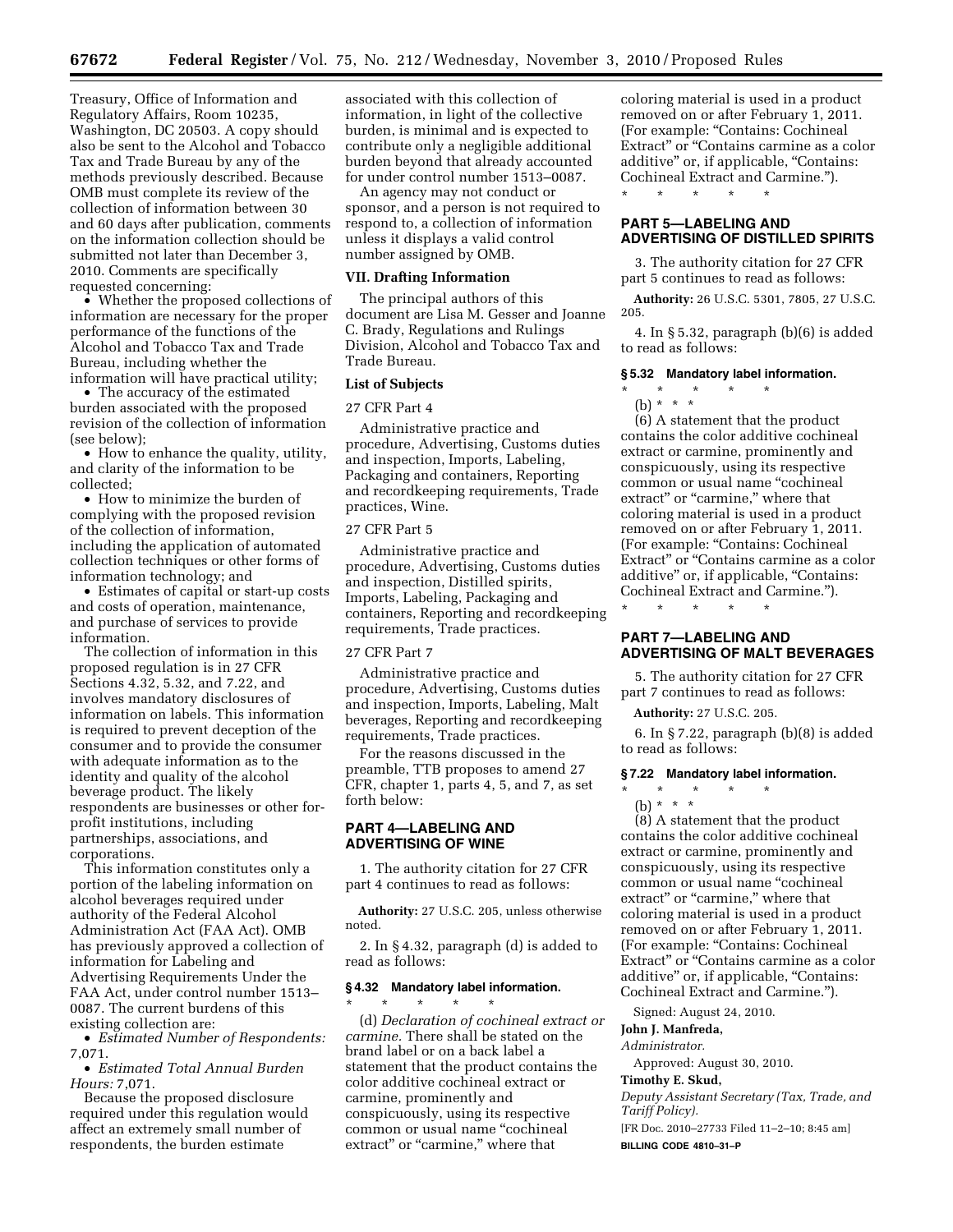Treasury, Office of Information and Regulatory Affairs, Room 10235, Washington, DC 20503. A copy should also be sent to the Alcohol and Tobacco Tax and Trade Bureau by any of the methods previously described. Because OMB must complete its review of the collection of information between 30 and 60 days after publication, comments on the information collection should be submitted not later than December 3, 2010. Comments are specifically requested concerning:

- Whether the proposed collections of information are necessary for the proper performance of the functions of the Alcohol and Tobacco Tax and Trade Bureau, including whether the information will have practical utility;
- The accuracy of the estimated burden associated with the proposed revision of the collection of information (see below);
- How to enhance the quality, utility, and clarity of the information to be collected;
- How to minimize the burden of complying with the proposed revision of the collection of information, including the application of automated collection techniques or other forms of information technology; and
- Estimates of capital or start-up costs and costs of operation, maintenance, and purchase of services to provide information.

The collection of information in this proposed regulation is in 27 CFR Sections 4.32, 5.32, and 7.22, and involves mandatory disclosures of information on labels. This information is required to prevent deception of the consumer and to provide the consumer with adequate information as to the identity and quality of the alcohol beverage product. The likely respondents are businesses or other for-profit institutions, including partnerships, associations, and corporations.

This information constitutes only a portion of the labeling information on alcohol beverages required under authority of the Federal Alcohol Administration Act (FAA Act). OMB has previously approved a collection of information for Labeling and Advertising Requirements Under the FAA Act, under control number 1513–0087. The current burdens of this existing collection are:

- *Estimated Number of Respondents:* 7,071.
- *Estimated Total Annual Burden Hours:* 7,071.

Because the proposed disclosure required under this regulation would affect an extremely small number of respondents, the burden estimate associated with this collection of information, in light of the collective burden, is minimal and is expected to contribute only a negligible additional burden beyond that already accounted for under control number 1513–0087.

An agency may not conduct or sponsor, and a person is not required to respond to, a collection of information unless it displays a valid control number assigned by OMB.

## VII. Drafting Information

The principal authors of this document are Lisa M. Gesser and Joanne C. Brady, Regulations and Rulings Division, Alcohol and Tobacco Tax and Trade Bureau.

## List of Subjects

### 27 CFR Part 4

Administrative practice and procedure, Advertising, Customs duties and inspection, Imports, Labeling, Packaging and containers, Reporting and recordkeeping requirements, Trade practices, Wine.

### 27 CFR Part 5

Administrative practice and procedure, Advertising, Customs duties and inspection, Distilled spirits, Imports, Labeling, Packaging and containers, Reporting and recordkeeping requirements, Trade practices.

### 27 CFR Part 7

Administrative practice and procedure, Advertising, Customs duties and inspection, Imports, Labeling, Malt beverages, Reporting and recordkeeping requirements, Trade practices.

For the reasons discussed in the preamble, TTB proposes to amend 27 CFR, chapter 1, parts 4, 5, and 7, as set forth below:

## PART 4—LABELING AND ADVERTISING OF WINE

1. The authority citation for 27 CFR part 4 continues to read as follows:

**Authority:** 27 U.S.C. 205, unless otherwise noted.

2. In § 4.32, paragraph (d) is added to read as follows:

### § 4.32 Mandatory label information.

\* \* \* \* \*

(d) *Declaration of cochineal extract or carmine.* There shall be stated on the brand label or on a back label a statement that the product contains the color additive cochineal extract or carmine, prominently and conspicuously, using its respective common or usual name "cochineal extract" or "carmine," where that coloring material is used in a product removed on or after February 1, 2011. (For example: "Contains: Cochineal Extract" or "Contains carmine as a color additive" or, if applicable, "Contains: Cochineal Extract and Carmine.").

\* \* \* \* \*

## PART 5—LABELING AND ADVERTISING OF DISTILLED SPIRITS

3. The authority citation for 27 CFR part 5 continues to read as follows:

**Authority:** 26 U.S.C. 5301, 7805, 27 U.S.C. 205.

4. In § 5.32, paragraph (b)(6) is added to read as follows:

### § 5.32 Mandatory label information.

\* \* \* \* \*

(b) \* \* \*

(6) A statement that the product contains the color additive cochineal extract or carmine, prominently and conspicuously, using its respective common or usual name "cochineal extract" or "carmine," where that coloring material is used in a product removed on or after February 1, 2011. (For example: "Contains: Cochineal Extract" or "Contains carmine as a color additive" or, if applicable, "Contains: Cochineal Extract and Carmine.").

\* \* \* \* \*

## PART 7—LABELING AND ADVERTISING OF MALT BEVERAGES

5. The authority citation for 27 CFR part 7 continues to read as follows:

**Authority:** 27 U.S.C. 205.

6. In § 7.22, paragraph (b)(8) is added to read as follows:

### § 7.22 Mandatory label information.

\* \* \* \* \*

(b) \* \* \*

(8) A statement that the product contains the color additive cochineal extract or carmine, prominently and conspicuously, using its respective common or usual name "cochineal extract" or "carmine," where that coloring material is used in a product removed on or after February 1, 2011. (For example: "Contains: Cochineal Extract" or "Contains carmine as a color additive" or, if applicable, "Contains: Cochineal Extract and Carmine.").

Signed: August 24, 2010.

**John J. Manfreda,**

*Administrator.*

Approved: August 30, 2010.

**Timothy E. Skud,**

*Deputy Assistant Secretary (Tax, Trade, and Tariff Policy).*

[FR Doc. 2010–27733 Filed 11–2–10; 8:45 am]

**BILLING CODE 4810–31–P**